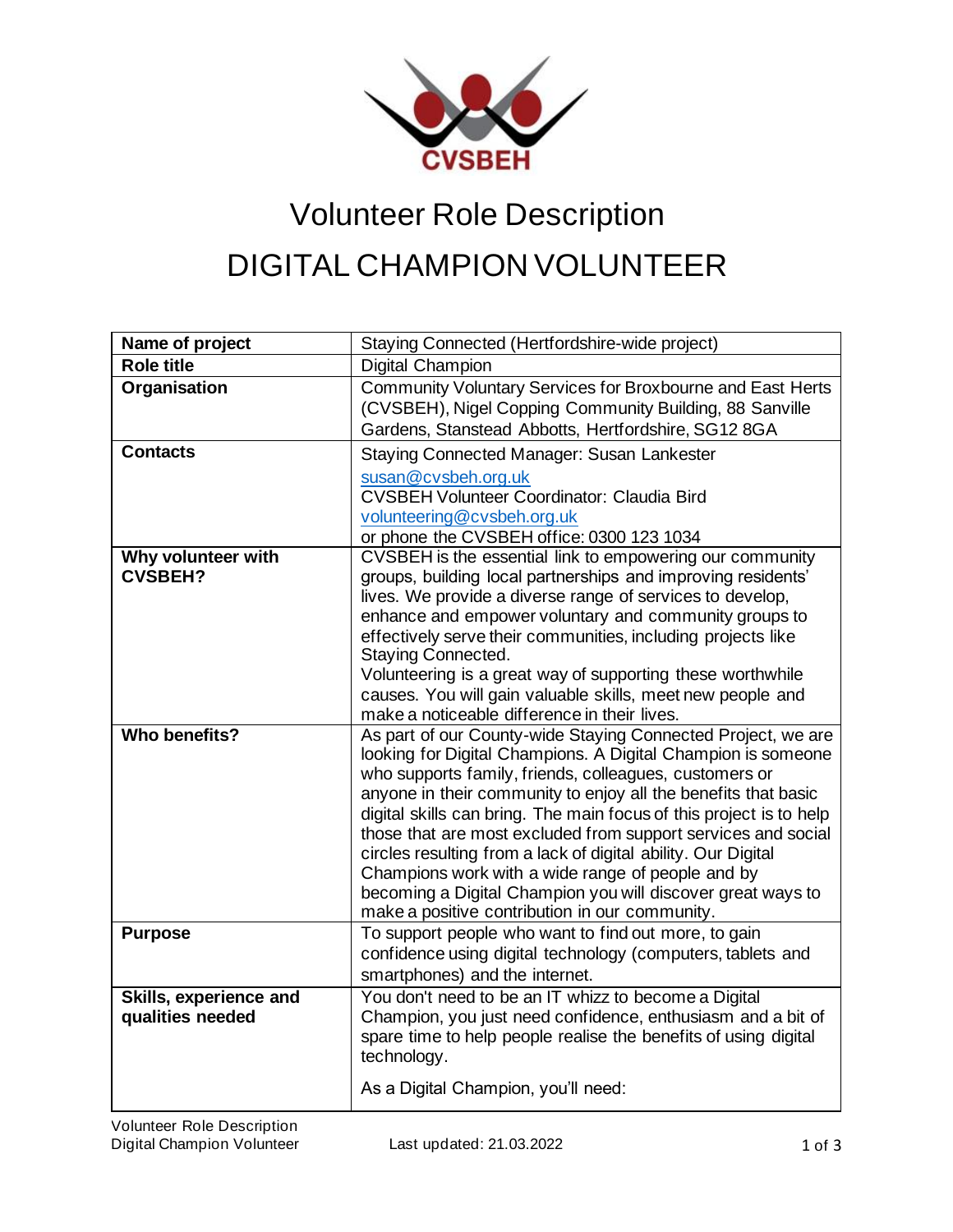# Volunteer Role Description

# DIGITAL CHAMPION VOLUNTEER

| | |
|---|---|
| **Name of project** | Staying Connected (Hertfordshire-wide project) |
| **Role title** | Digital Champion |
| **Organisation** | Community Voluntary Services for Broxbourne and East Herts (CVSBEH), Nigel Copping Community Building, 88 Sanville Gardens, Stanstead Abbotts, Hertfordshire, SG12 8GA |
| **Contacts** | Staying Connected Manager: Susan Lankester<br>susan@cvsbeh.org.uk<br>CVSBEH Volunteer Coordinator: Claudia Bird<br>volunteering@cvsbeh.org.uk<br>or phone the CVSBEH office: 0300 123 1034 |
| **Why volunteer with CVSBEH?** | CVSBEH is the essential link to empowering our community groups, building local partnerships and improving residents' lives. We provide a diverse range of services to develop, enhance and empower voluntary and community groups to effectively serve their communities, including projects like Staying Connected.<br>Volunteering is a great way of supporting these worthwhile causes. You will gain valuable skills, meet new people and make a noticeable difference in their lives. |
| **Who benefits?** | As part of our County-wide Staying Connected Project, we are looking for Digital Champions. A Digital Champion is someone who supports family, friends, colleagues, customers or anyone in their community to enjoy all the benefits that basic digital skills can bring. The main focus of this project is to help those that are most excluded from support services and social circles resulting from a lack of digital ability. Our Digital Champions work with a wide range of people and by becoming a Digital Champion you will discover great ways to make a positive contribution in our community. |
| **Purpose** | To support people who want to find out more, to gain confidence using digital technology (computers, tablets and smartphones) and the internet. |
| **Skills, experience and qualities needed** | You don't need to be an IT whizz to become a Digital Champion, you just need confidence, enthusiasm and a bit of spare time to help people realise the benefits of using digital technology.<br><br>As a Digital Champion, you'll need: |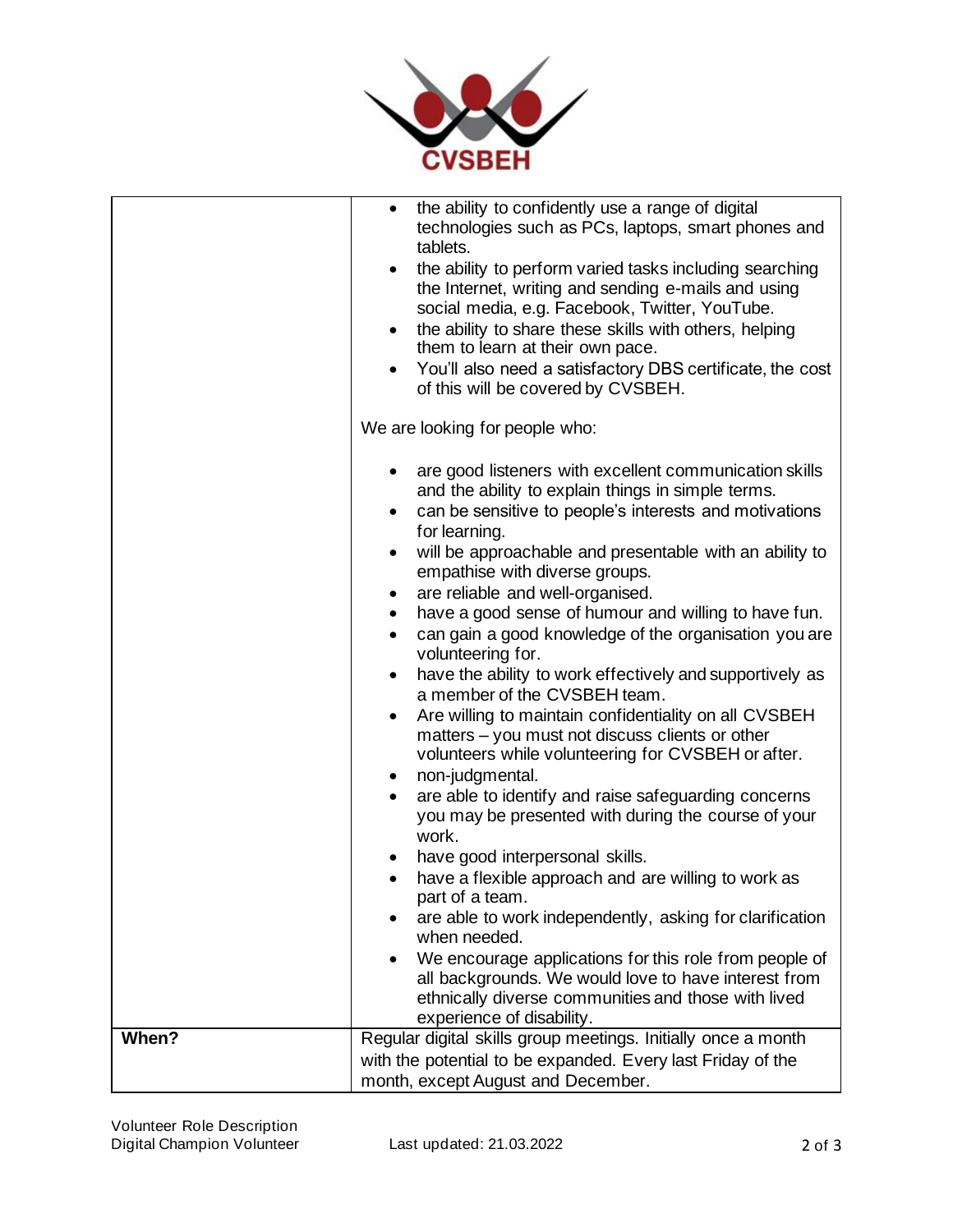| | |
|---|---|
| | • the ability to confidently use a range of digital technologies such as PCs, laptops, smart phones and tablets.<br>• the ability to perform varied tasks including searching the Internet, writing and sending e-mails and using social media, e.g. Facebook, Twitter, YouTube.<br>• the ability to share these skills with others, helping them to learn at their own pace.<br>• You'll also need a satisfactory DBS certificate, the cost of this will be covered by CVSBEH.<br><br>We are looking for people who:<br><br>• are good listeners with excellent communication skills and the ability to explain things in simple terms.<br>• can be sensitive to people's interests and motivations for learning.<br>• will be approachable and presentable with an ability to empathise with diverse groups.<br>• are reliable and well-organised.<br>• have a good sense of humour and willing to have fun.<br>• can gain a good knowledge of the organisation you are volunteering for.<br>• have the ability to work effectively and supportively as a member of the CVSBEH team.<br>• Are willing to maintain confidentiality on all CVSBEH matters – you must not discuss clients or other volunteers while volunteering for CVSBEH or after.<br>• non-judgmental.<br>• are able to identify and raise safeguarding concerns you may be presented with during the course of your work.<br>• have good interpersonal skills.<br>• have a flexible approach and are willing to work as part of a team.<br>• are able to work independently, asking for clarification when needed.<br>• We encourage applications for this role from people of all backgrounds. We would love to have interest from ethnically diverse communities and those with lived experience of disability. |
| **When?** | Regular digital skills group meetings. Initially once a month with the potential to be expanded. Every last Friday of the month, except August and December. |

Volunteer Role Description
Digital Champion Volunteer

Last updated: 21.03.2022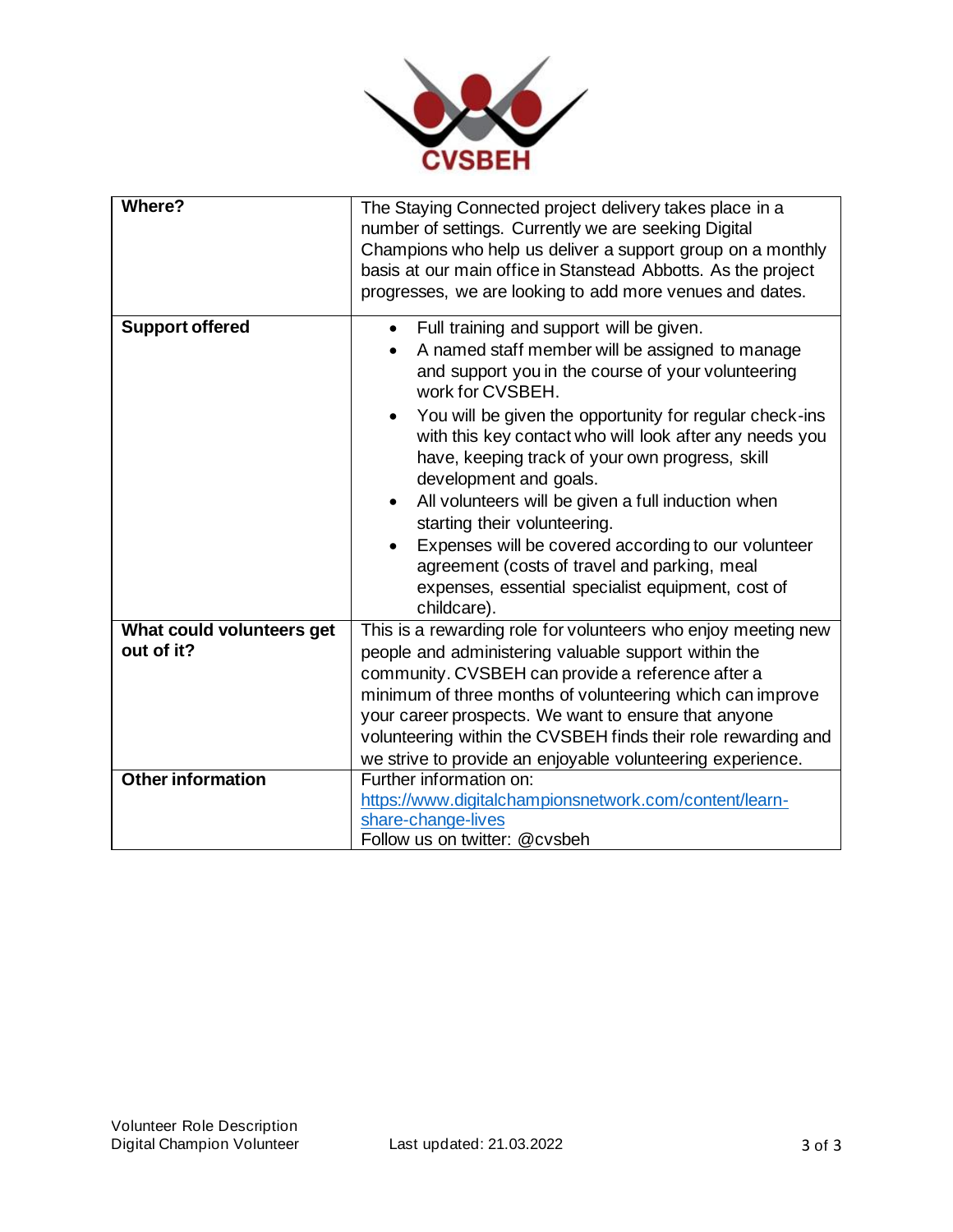CVSBEH

| | |
|---|---|
| **Where?** | The Staying Connected project delivery takes place in a number of settings. Currently we are seeking Digital Champions who help us deliver a support group on a monthly basis at our main office in Stanstead Abbotts. As the project progresses, we are looking to add more venues and dates. |
| **Support offered** | • Full training and support will be given.<br>• A named staff member will be assigned to manage and support you in the course of your volunteering work for CVSBEH.<br>• You will be given the opportunity for regular check-ins with this key contact who will look after any needs you have, keeping track of your own progress, skill development and goals.<br>• All volunteers will be given a full induction when starting their volunteering.<br>• Expenses will be covered according to our volunteer agreement (costs of travel and parking, meal expenses, essential specialist equipment, cost of childcare). |
| **What could volunteers get out of it?** | This is a rewarding role for volunteers who enjoy meeting new people and administering valuable support within the community. CVSBEH can provide a reference after a minimum of three months of volunteering which can improve your career prospects. We want to ensure that anyone volunteering within the CVSBEH finds their role rewarding and we strive to provide an enjoyable volunteering experience. |
| **Other information** | Further information on: [https://www.digitalchampionsnetwork.com/content/learn-share-change-lives](https://www.digitalchampionsnetwork.com/content/learn-share-change-lives)<br>Follow us on twitter: @cvsbeh |

Volunteer Role Description
Digital Champion Volunteer

Last updated: 21.03.2022